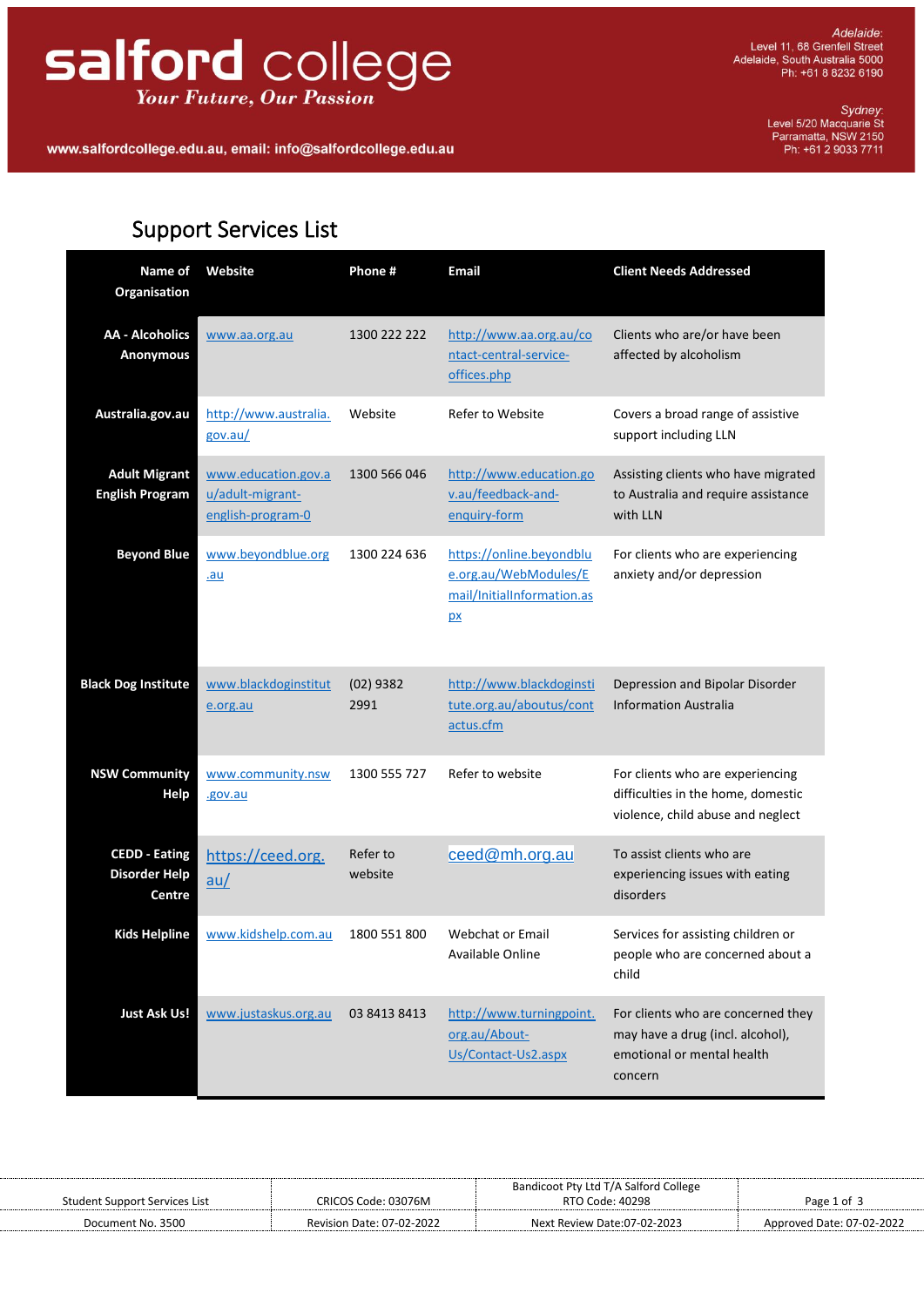# salford college

*Your Future, Our Passion*

www.salfordcollege.edu.au, email: info@salfordcollege.edu.au

*Adelaide:*
Level 11, 68 Grenfell Street
Adelaide, South Australia 5000
Ph: +61 8 8232 6190

*Sydney:*
Level 5/20 Macquarie St
Parramatta, NSW 2150
Ph: +61 2 9033 7711

## Support Services List

| Name of Organisation | Website | Phone # | Email | Client Needs Addressed |
|---|---|---|---|---|
| **AA - Alcoholics Anonymous** | www.aa.org.au | 1300 222 222 | http://www.aa.org.au/contact-central-service-offices.php | Clients who are/or have been affected by alcoholism |
| **Australia.gov.au** | http://www.australia.gov.au/ | Website | Refer to Website | Covers a broad range of assistive support including LLN |
| **Adult Migrant English Program** | www.education.gov.au/adult-migrant-english-program-0 | 1300 566 046 | http://www.education.gov.au/feedback-and-enquiry-form | Assisting clients who have migrated to Australia and require assistance with LLN |
| **Beyond Blue** | www.beyondblue.org.au | 1300 224 636 | https://online.beyondblue.org.au/WebModules/Email/InitialInformation.aspx | For clients who are experiencing anxiety and/or depression |
| **Black Dog Institute** | www.blackdoginstitute.org.au | (02) 9382 2991 | http://www.blackdoginstitute.org.au/aboutus/contactus.cfm | Depression and Bipolar Disorder Information Australia |
| **NSW Community Help** | www.community.nsw.gov.au | 1300 555 727 | Refer to website | For clients who are experiencing difficulties in the home, domestic violence, child abuse and neglect |
| **CEDD - Eating Disorder Help Centre** | https://ceed.org.au/ | Refer to website | ceed@mh.org.au | To assist clients who are experiencing issues with eating disorders |
| **Kids Helpline** | www.kidshelp.com.au | 1800 551 800 | Webchat or Email Available Online | Services for assisting children or people who are concerned about a child |
| **Just Ask Us!** | www.justaskus.org.au | 03 8413 8413 | http://www.turningpoint.org.au/About-Us/Contact-Us2.aspx | For clients who are concerned they may have a drug (incl. alcohol), emotional or mental health concern |

| Student Support Services List | CRICOS Code: 03076M | Bandicoot Pty Ltd T/A Salford College RTO Code: 40298 | |
|---|---|---|---|
| Document No. 3500 | Revision Date: 07-02-2022 | Next Review Date:07-02-2023 | Approved Date: 07-02-2022 |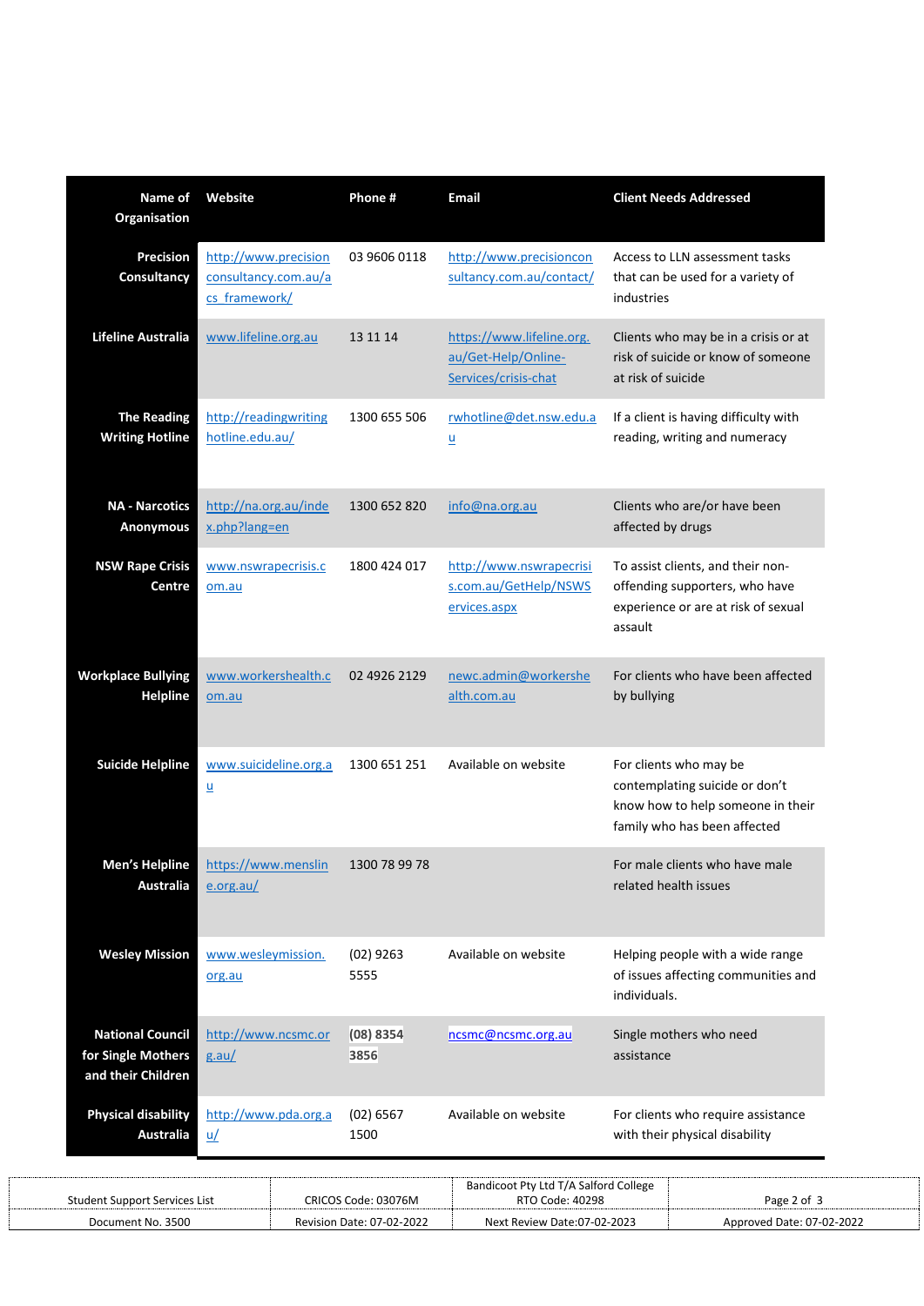| Name of Organisation | Website | Phone # | Email | Client Needs Addressed |
|---|---|---|---|---|
| Precision Consultancy | http://www.precisionconsultancy.com.au/acs_framework/ | 03 9606 0118 | http://www.precisionconsultancy.com.au/contact/ | Access to LLN assessment tasks that can be used for a variety of industries |
| Lifeline Australia | www.lifeline.org.au | 13 11 14 | https://www.lifeline.org.au/Get-Help/Online-Services/crisis-chat | Clients who may be in a crisis or at risk of suicide or know of someone at risk of suicide |
| The Reading Writing Hotline | http://readingwritinghotline.edu.au/ | 1300 655 506 | rwhotline@det.nsw.edu.au | If a client is having difficulty with reading, writing and numeracy |
| NA - Narcotics Anonymous | http://na.org.au/index.php?lang=en | 1300 652 820 | info@na.org.au | Clients who are/or have been affected by drugs |
| NSW Rape Crisis Centre | www.nswrapecrisis.com.au | 1800 424 017 | http://www.nswrapecrisis.com.au/GetHelp/NSWServices.aspx | To assist clients, and their non-offending supporters, who have experience or are at risk of sexual assault |
| Workplace Bullying Helpline | www.workershealth.com.au | 02 4926 2129 | newc.admin@workershealth.com.au | For clients who have been affected by bullying |
| Suicide Helpline | www.suicideline.org.au | 1300 651 251 | Available on website | For clients who may be contemplating suicide or don't know how to help someone in their family who has been affected |
| Men's Helpline Australia | https://www.mensline.org.au/ | 1300 78 99 78 | | For male clients who have male related health issues |
| Wesley Mission | www.wesleymission.org.au | (02) 9263 5555 | Available on website | Helping people with a wide range of issues affecting communities and individuals. |
| National Council for Single Mothers and their Children | http://www.ncsmc.org.au/ | (08) 8354 3856 | ncsmc@ncsmc.org.au | Single mothers who need assistance |
| Physical disability Australia | http://www.pda.org.au/ | (02) 6567 1500 | Available on website | For clients who require assistance with their physical disability |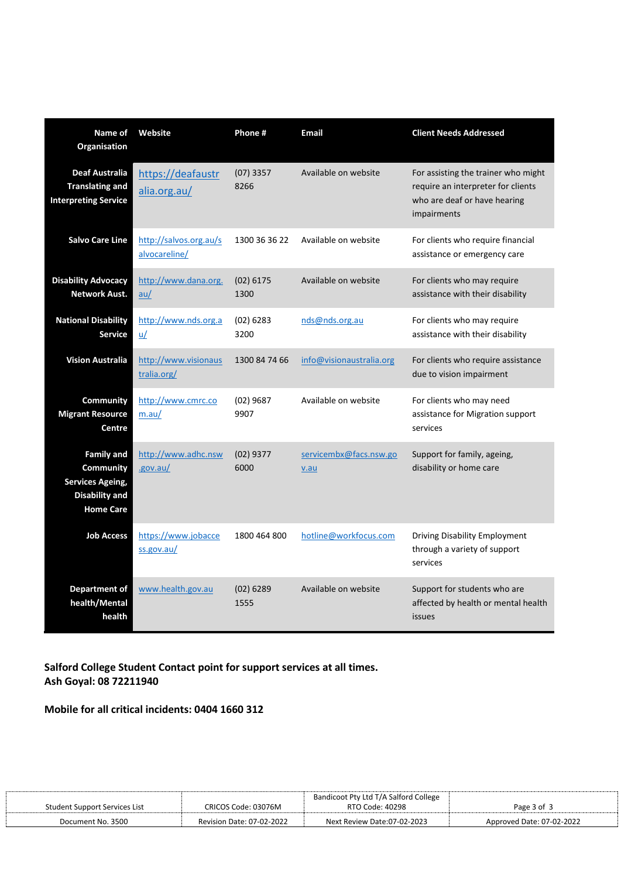| Name of Organisation | Website | Phone # | Email | Client Needs Addressed |
|---|---|---|---|---|
| Deaf Australia Translating and Interpreting Service | https://deafaustralia.org.au/ | (07) 3357 8266 | Available on website | For assisting the trainer who might require an interpreter for clients who are deaf or have hearing impairments |
| Salvo Care Line | http://salvos.org.au/salvocareline/ | 1300 36 36 22 | Available on website | For clients who require financial assistance or emergency care |
| Disability Advocacy Network Aust. | http://www.dana.org.au/ | (02) 6175 1300 | Available on website | For clients who may require assistance with their disability |
| National Disability Service | http://www.nds.org.au/ | (02) 6283 3200 | nds@nds.org.au | For clients who may require assistance with their disability |
| Vision Australia | http://www.visionaustralia.org/ | 1300 84 74 66 | info@visionaustralia.org | For clients who require assistance due to vision impairment |
| Community Migrant Resource Centre | http://www.cmrc.com.au/ | (02) 9687 9907 | Available on website | For clients who may need assistance for Migration support services |
| Family and Community Services Ageing, Disability and Home Care | http://www.adhc.nsw.gov.au/ | (02) 9377 6000 | servicembx@facs.nsw.gov.au | Support for family, ageing, disability or home care |
| Job Access | https://www.jobaccess.gov.au/ | 1800 464 800 | hotline@workfocus.com | Driving Disability Employment through a variety of support services |
| Department of health/Mental health | www.health.gov.au | (02) 6289 1555 | Available on website | Support for students who are affected by health or mental health issues |

**Salford College Student Contact point for support services at all times.**
**Ash Goyal: 08 72211940**

**Mobile for all critical incidents: 0404 1660 312**

| | | | |
|---|---|---|---|
| Student Support Services List | CRICOS Code: 03076M | Bandicoot Pty Ltd T/A Salford College RTO Code: 40298 | |
| Document No. 3500 | Revision Date: 07-02-2022 | Next Review Date:07-02-2023 | Approved Date: 07-02-2022 |